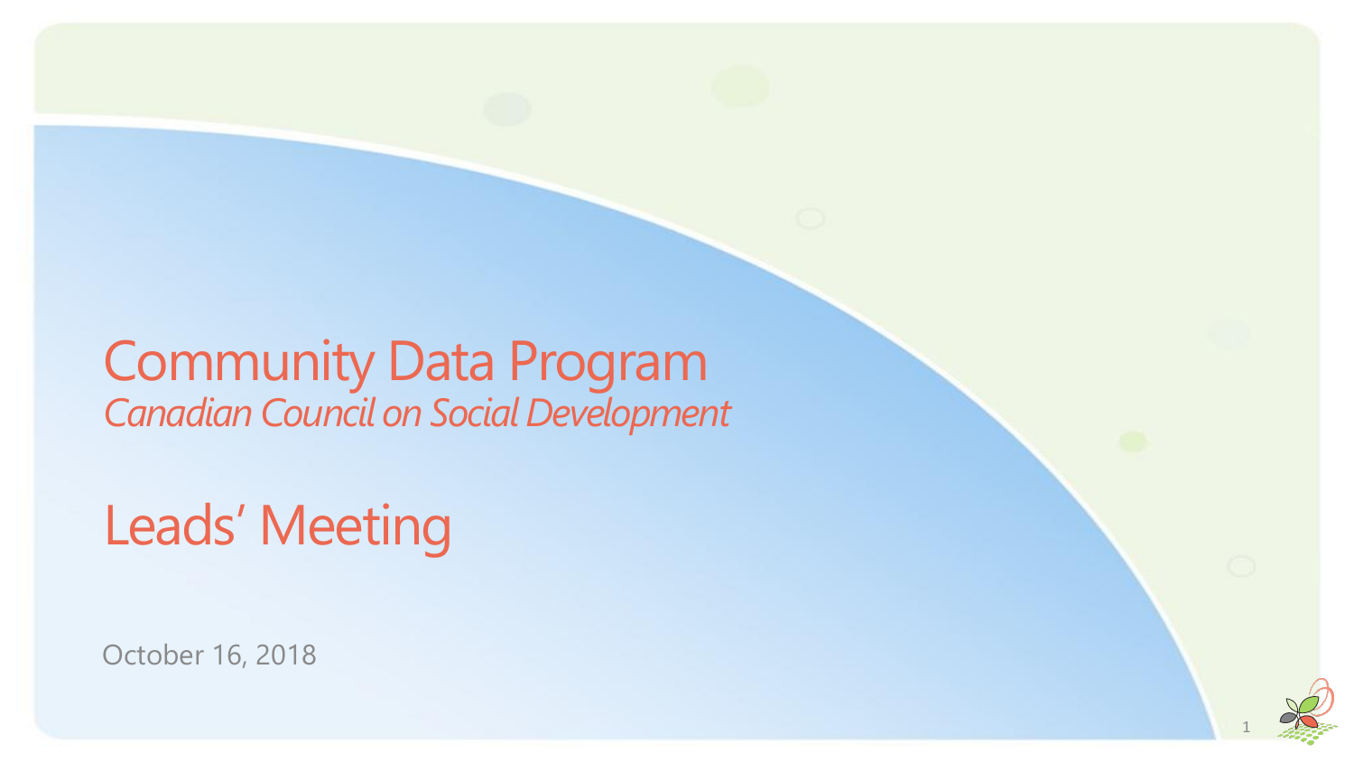# Community Data Program
*Canadian Council on Social Development*

## Leads' Meeting

October 16, 2018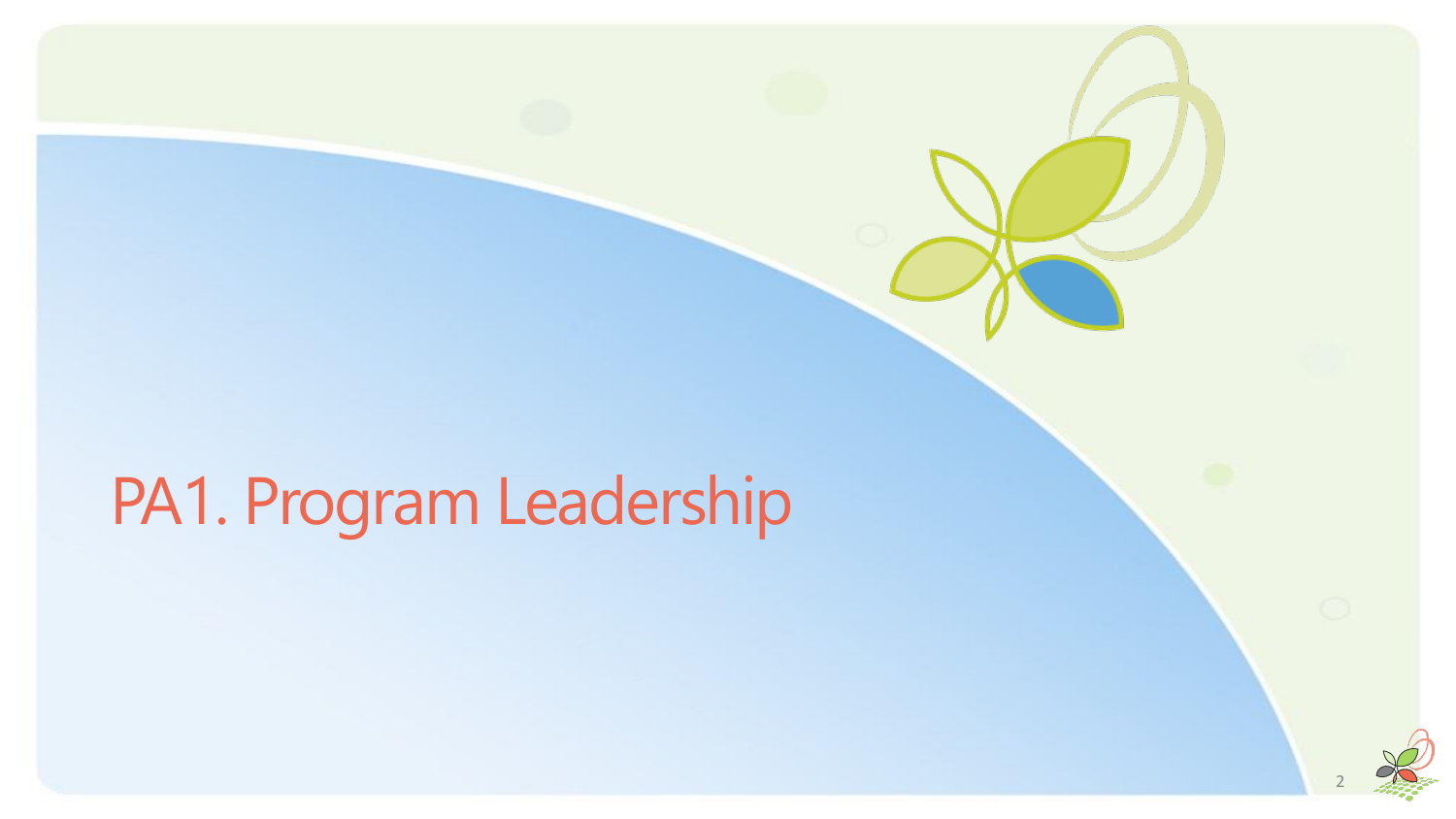# PA1. Program Leadership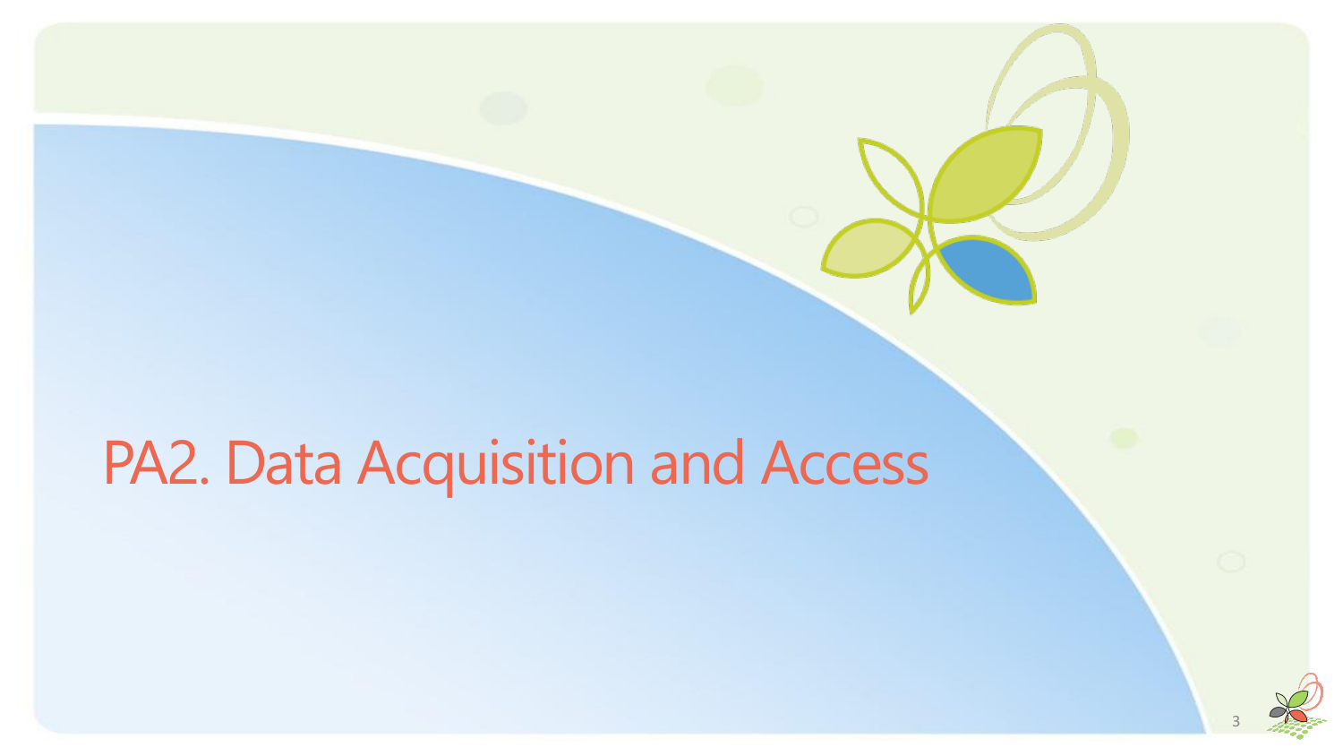# PA2. Data Acquisition and Access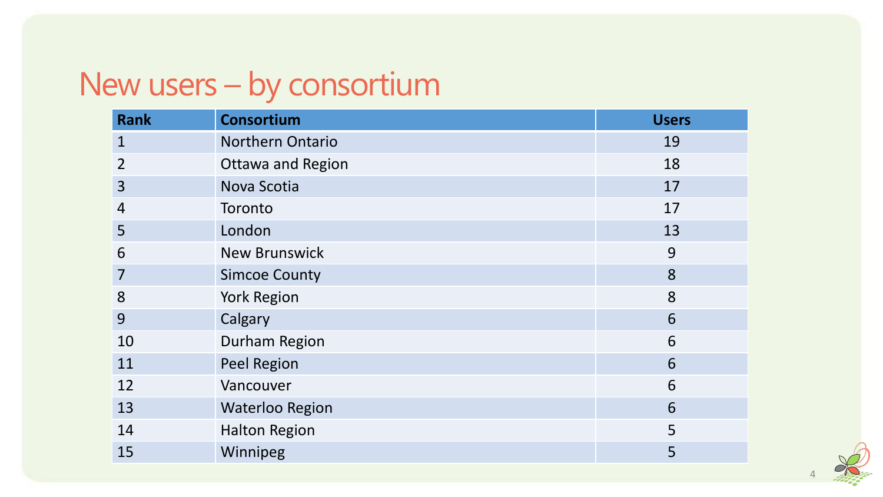# New users – by consortium

| Rank | Consortium | Users |
| --- | --- | --- |
| 1 | Northern Ontario | 19 |
| 2 | Ottawa and Region | 18 |
| 3 | Nova Scotia | 17 |
| 4 | Toronto | 17 |
| 5 | London | 13 |
| 6 | New Brunswick | 9 |
| 7 | Simcoe County | 8 |
| 8 | York Region | 8 |
| 9 | Calgary | 6 |
| 10 | Durham Region | 6 |
| 11 | Peel Region | 6 |
| 12 | Vancouver | 6 |
| 13 | Waterloo Region | 6 |
| 14 | Halton Region | 5 |
| 15 | Winnipeg | 5 |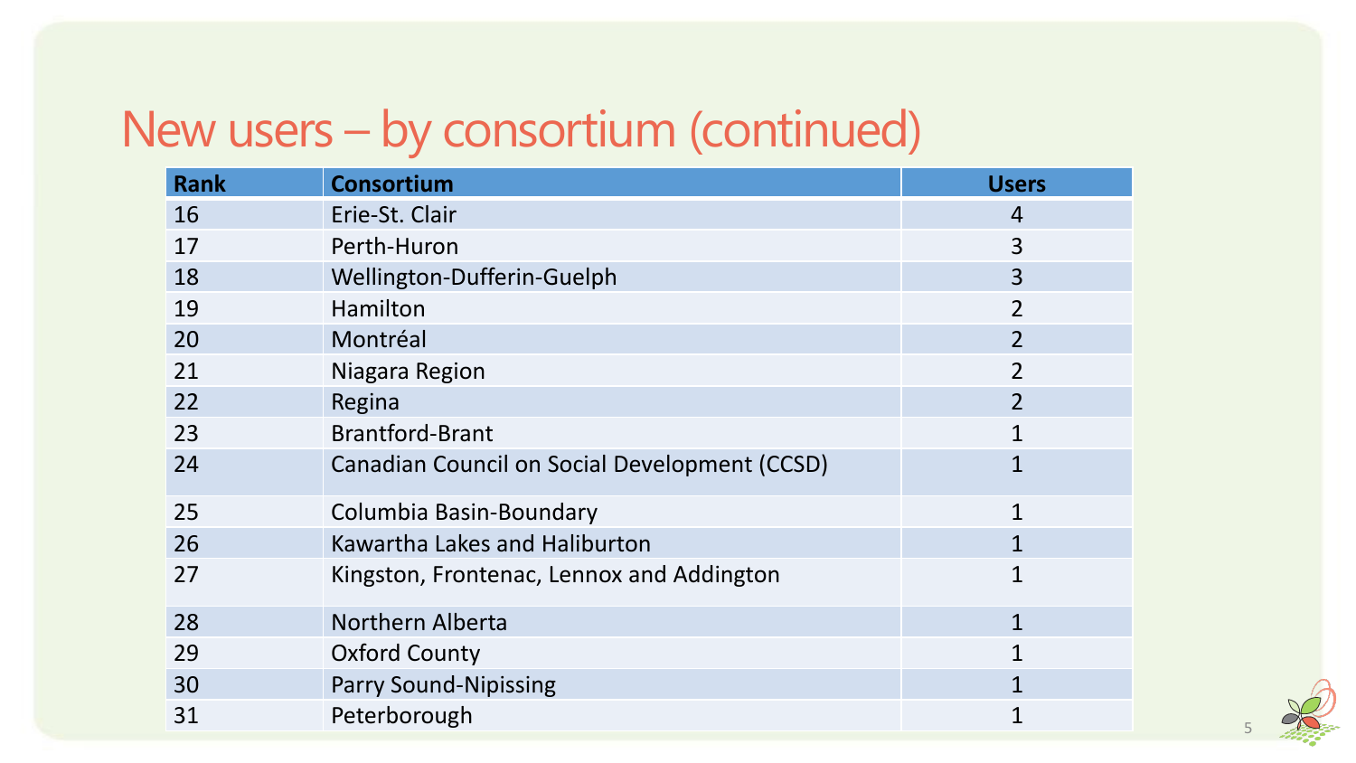# New users – by consortium (continued)

| Rank | Consortium | Users |
|---|---|---|
| 16 | Erie-St. Clair | 4 |
| 17 | Perth-Huron | 3 |
| 18 | Wellington-Dufferin-Guelph | 3 |
| 19 | Hamilton | 2 |
| 20 | Montréal | 2 |
| 21 | Niagara Region | 2 |
| 22 | Regina | 2 |
| 23 | Brantford-Brant | 1 |
| 24 | Canadian Council on Social Development (CCSD) | 1 |
| 25 | Columbia Basin-Boundary | 1 |
| 26 | Kawartha Lakes and Haliburton | 1 |
| 27 | Kingston, Frontenac, Lennox and Addington | 1 |
| 28 | Northern Alberta | 1 |
| 29 | Oxford County | 1 |
| 30 | Parry Sound-Nipissing | 1 |
| 31 | Peterborough | 1 |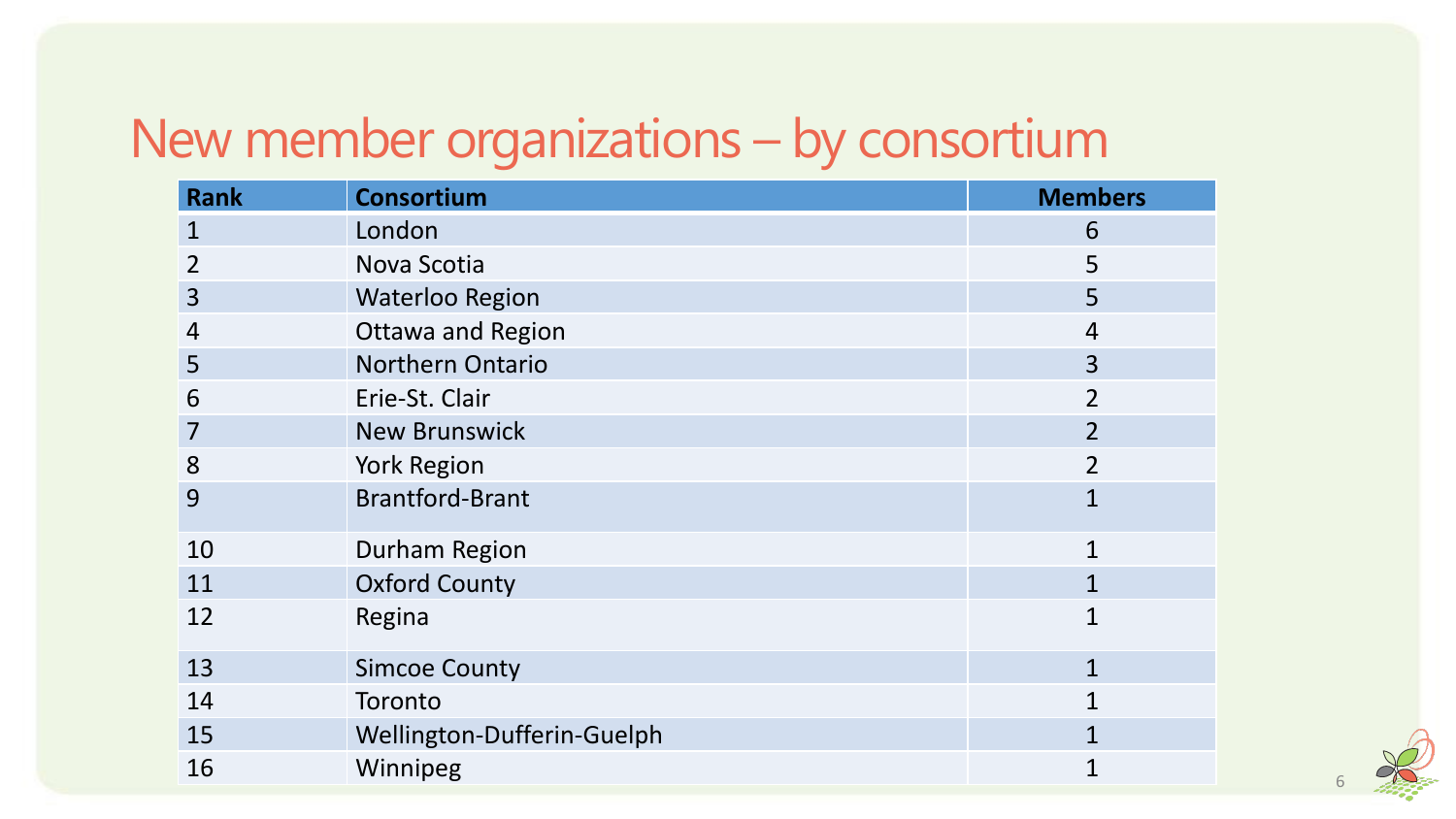# New member organizations – by consortium

| Rank | Consortium | Members |
|---|---|---|
| 1 | London | 6 |
| 2 | Nova Scotia | 5 |
| 3 | Waterloo Region | 5 |
| 4 | Ottawa and Region | 4 |
| 5 | Northern Ontario | 3 |
| 6 | Erie-St. Clair | 2 |
| 7 | New Brunswick | 2 |
| 8 | York Region | 2 |
| 9 | Brantford-Brant | 1 |
| 10 | Durham Region | 1 |
| 11 | Oxford County | 1 |
| 12 | Regina | 1 |
| 13 | Simcoe County | 1 |
| 14 | Toronto | 1 |
| 15 | Wellington-Dufferin-Guelph | 1 |
| 16 | Winnipeg | 1 |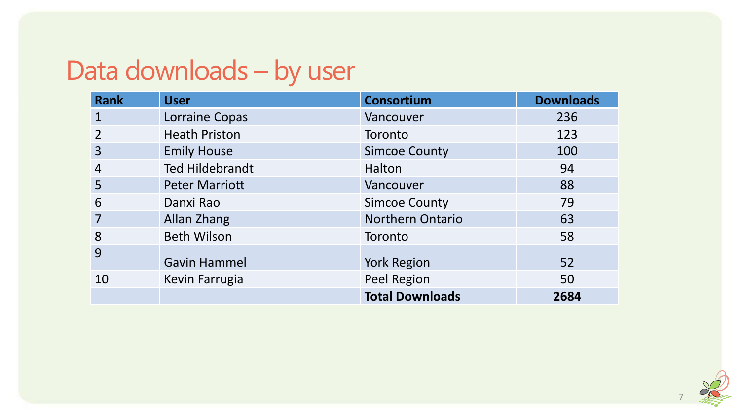# Data downloads – by user

| Rank | User | Consortium | Downloads |
|---|---|---|---|
| 1 | Lorraine Copas | Vancouver | 236 |
| 2 | Heath Priston | Toronto | 123 |
| 3 | Emily House | Simcoe County | 100 |
| 4 | Ted Hildebrandt | Halton | 94 |
| 5 | Peter Marriott | Vancouver | 88 |
| 6 | Danxi Rao | Simcoe County | 79 |
| 7 | Allan Zhang | Northern Ontario | 63 |
| 8 | Beth Wilson | Toronto | 58 |
| 9 | Gavin Hammel | York Region | 52 |
| 10 | Kevin Farrugia | Peel Region | 50 |
| | | **Total Downloads** | **2684** |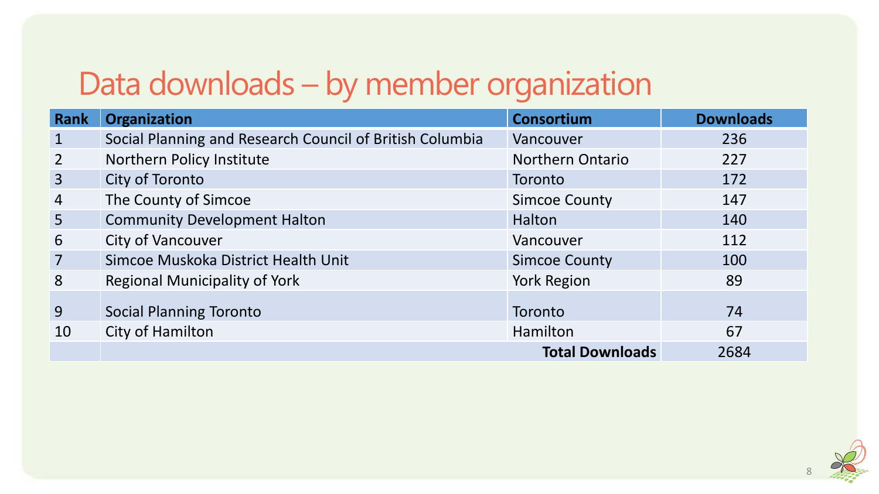# Data downloads – by member organization

| Rank | Organization | Consortium | Downloads |
|---|---|---|---|
| 1 | Social Planning and Research Council of British Columbia | Vancouver | 236 |
| 2 | Northern Policy Institute | Northern Ontario | 227 |
| 3 | City of Toronto | Toronto | 172 |
| 4 | The County of Simcoe | Simcoe County | 147 |
| 5 | Community Development Halton | Halton | 140 |
| 6 | City of Vancouver | Vancouver | 112 |
| 7 | Simcoe Muskoka District Health Unit | Simcoe County | 100 |
| 8 | Regional Municipality of York | York Region | 89 |
| 9 | Social Planning Toronto | Toronto | 74 |
| 10 | City of Hamilton | Hamilton | 67 |
| | | **Total Downloads** | 2684 |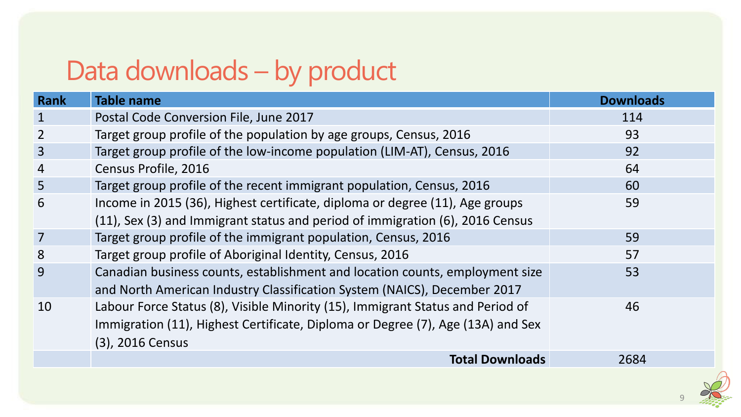# Data downloads – by product

| Rank | Table name | Downloads |
|---|---|---|
| 1 | Postal Code Conversion File, June 2017 | 114 |
| 2 | Target group profile of the population by age groups, Census, 2016 | 93 |
| 3 | Target group profile of the low-income population (LIM-AT), Census, 2016 | 92 |
| 4 | Census Profile, 2016 | 64 |
| 5 | Target group profile of the recent immigrant population, Census, 2016 | 60 |
| 6 | Income in 2015 (36), Highest certificate, diploma or degree (11), Age groups (11), Sex (3) and Immigrant status and period of immigration (6), 2016 Census | 59 |
| 7 | Target group profile of the immigrant population, Census, 2016 | 59 |
| 8 | Target group profile of Aboriginal Identity, Census, 2016 | 57 |
| 9 | Canadian business counts, establishment and location counts, employment size and North American Industry Classification System (NAICS), December 2017 | 53 |
| 10 | Labour Force Status (8), Visible Minority (15), Immigrant Status and Period of Immigration (11), Highest Certificate, Diploma or Degree (7), Age (13A) and Sex (3), 2016 Census | 46 |
| | **Total Downloads** | 2684 |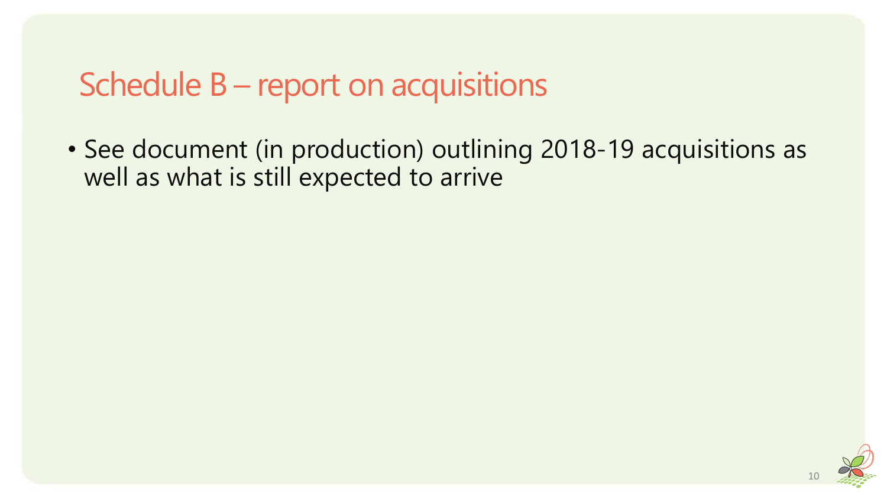# Schedule B – report on acquisitions

- See document (in production) outlining 2018-19 acquisitions as well as what is still expected to arrive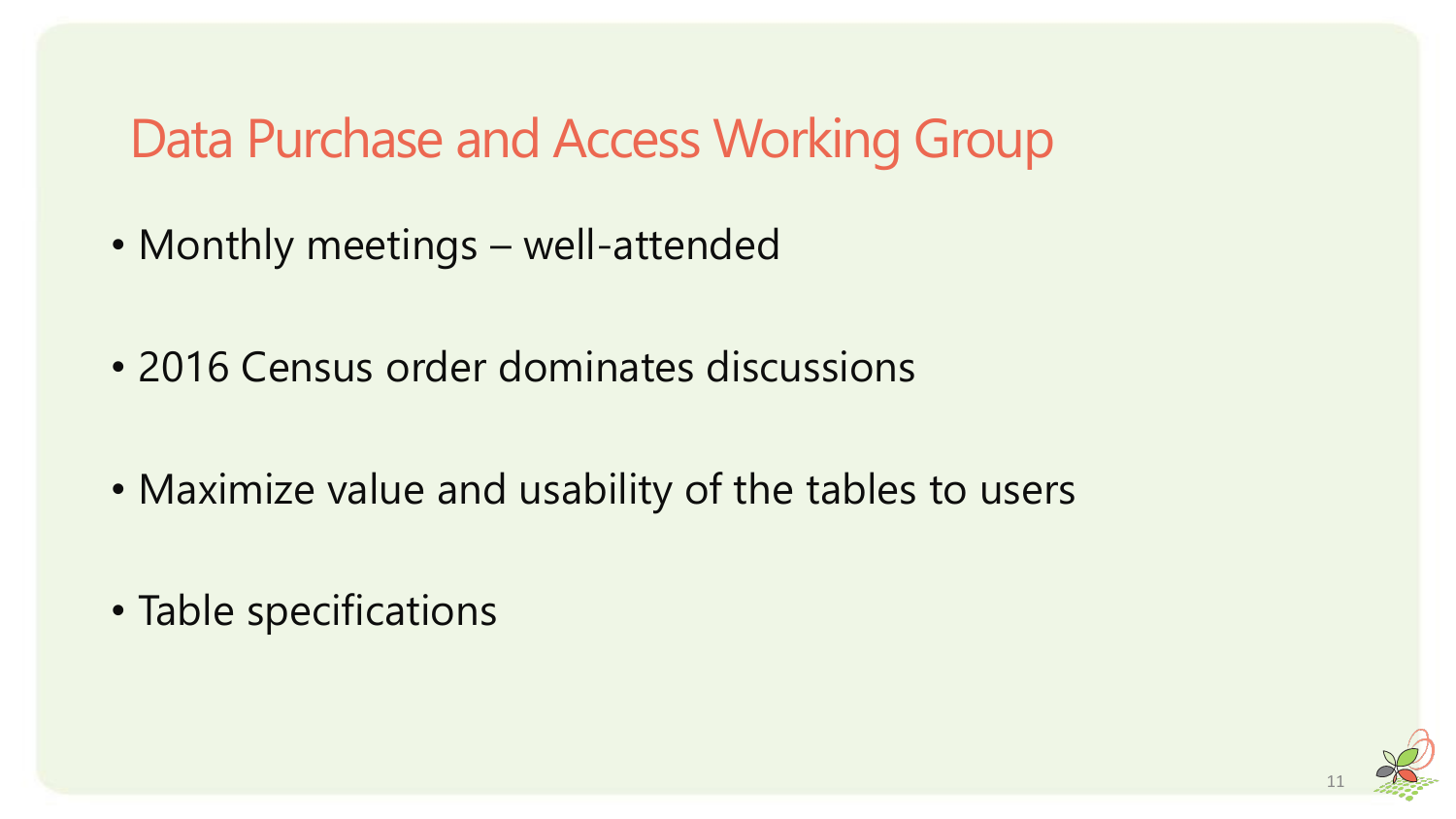# Data Purchase and Access Working Group

- Monthly meetings – well-attended
- 2016 Census order dominates discussions
- Maximize value and usability of the tables to users
- Table specifications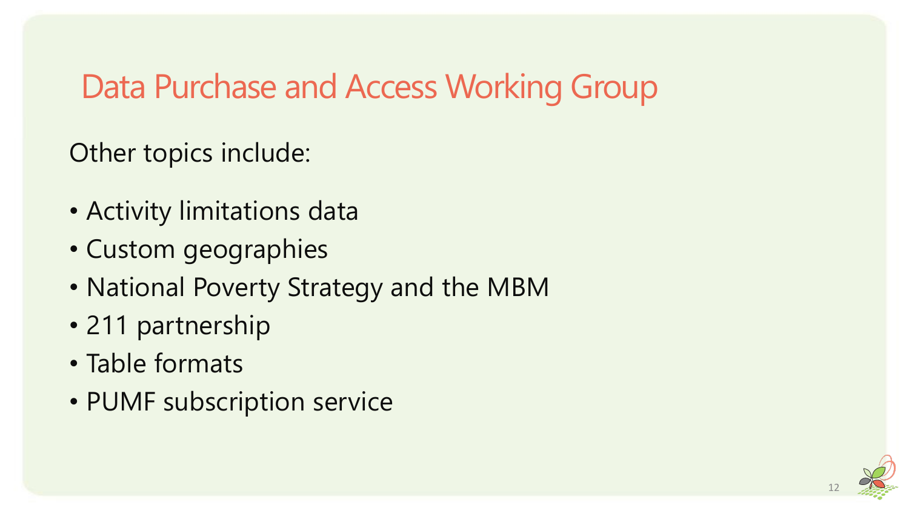# Data Purchase and Access Working Group

Other topics include:

- Activity limitations data
- Custom geographies
- National Poverty Strategy and the MBM
- 211 partnership
- Table formats
- PUMF subscription service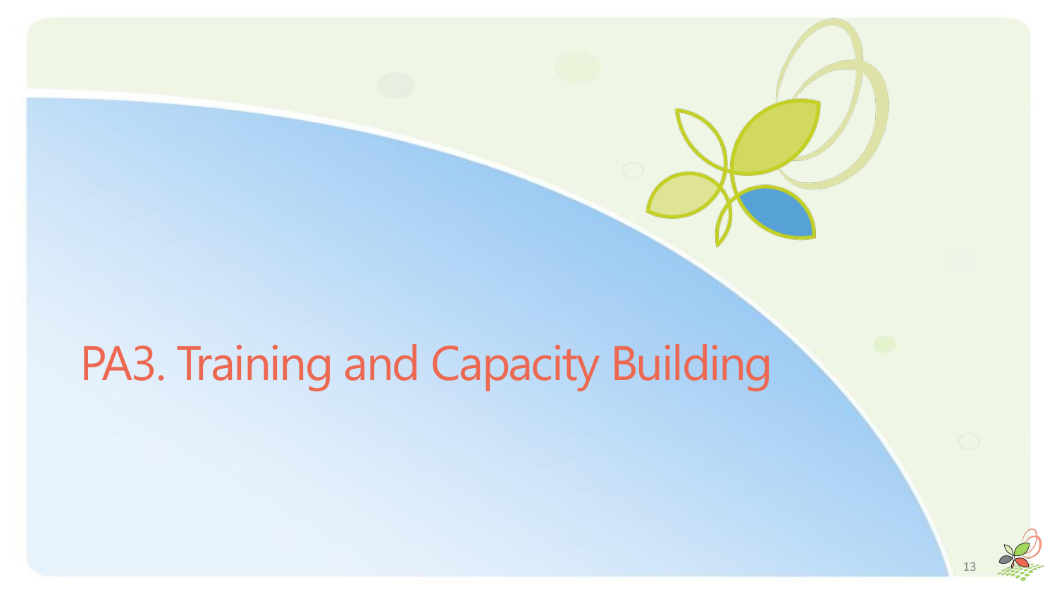# PA3. Training and Capacity Building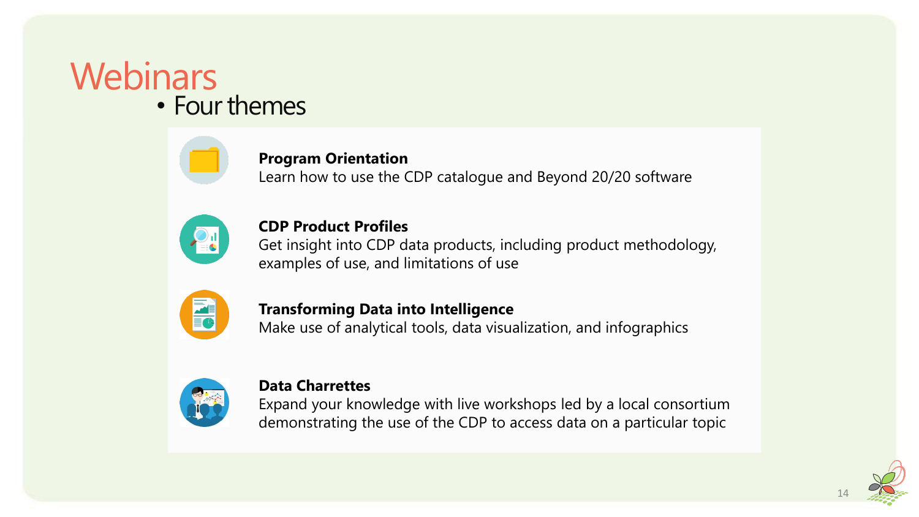# Webinars

- Four themes

**Program Orientation**
Learn how to use the CDP catalogue and Beyond 20/20 software

**CDP Product Profiles**
Get insight into CDP data products, including product methodology, examples of use, and limitations of use

**Transforming Data into Intelligence**
Make use of analytical tools, data visualization, and infographics

**Data Charrettes**
Expand your knowledge with live workshops led by a local consortium demonstrating the use of the CDP to access data on a particular topic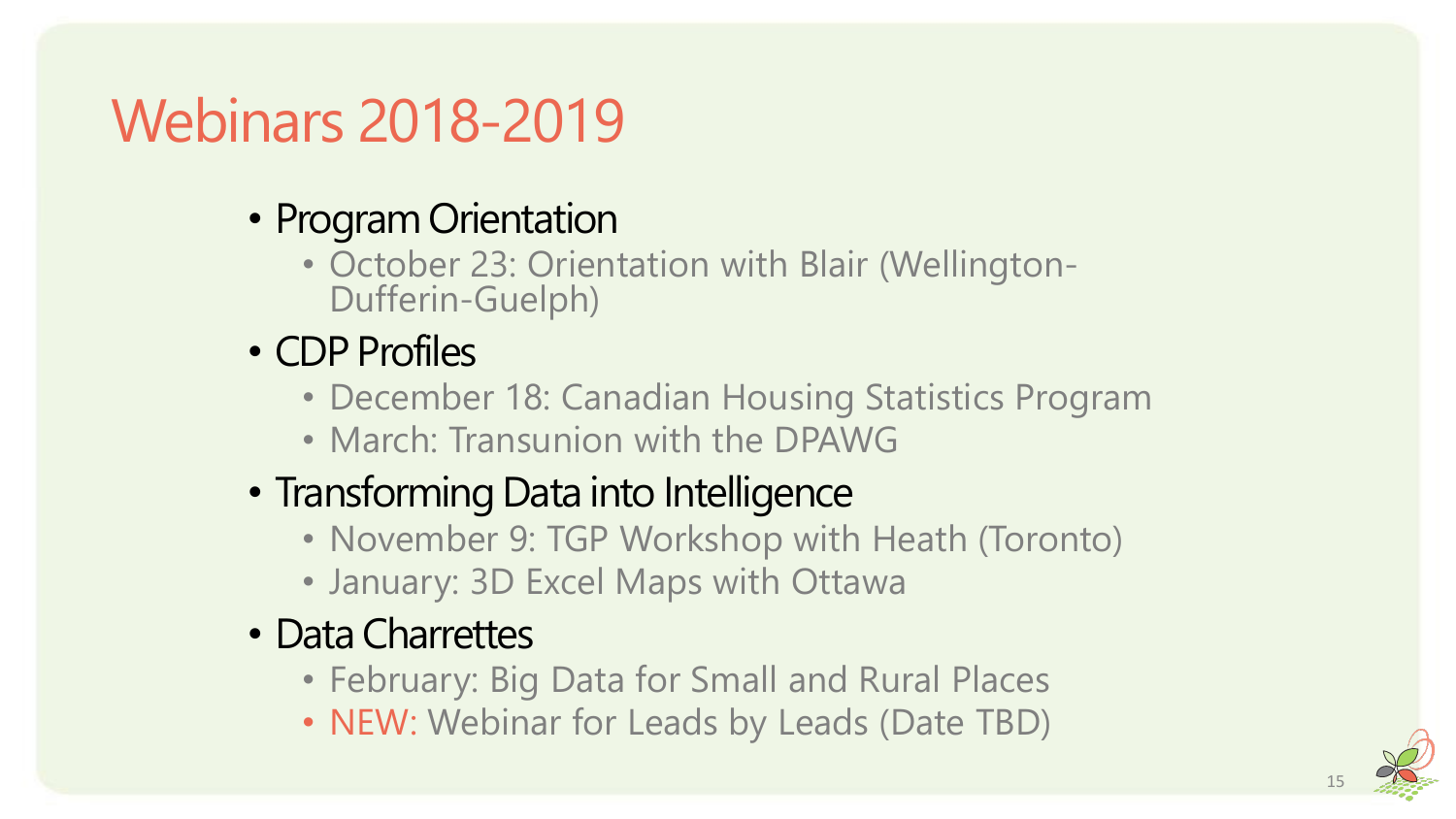# Webinars 2018-2019

- Program Orientation
  - October 23: Orientation with Blair (Wellington-Dufferin-Guelph)
- CDP Profiles
  - December 18: Canadian Housing Statistics Program
  - March: Transunion with the DPAWG
- Transforming Data into Intelligence
  - November 9: TGP Workshop with Heath (Toronto)
  - January: 3D Excel Maps with Ottawa
- Data Charrettes
  - February: Big Data for Small and Rural Places
  - NEW: Webinar for Leads by Leads (Date TBD)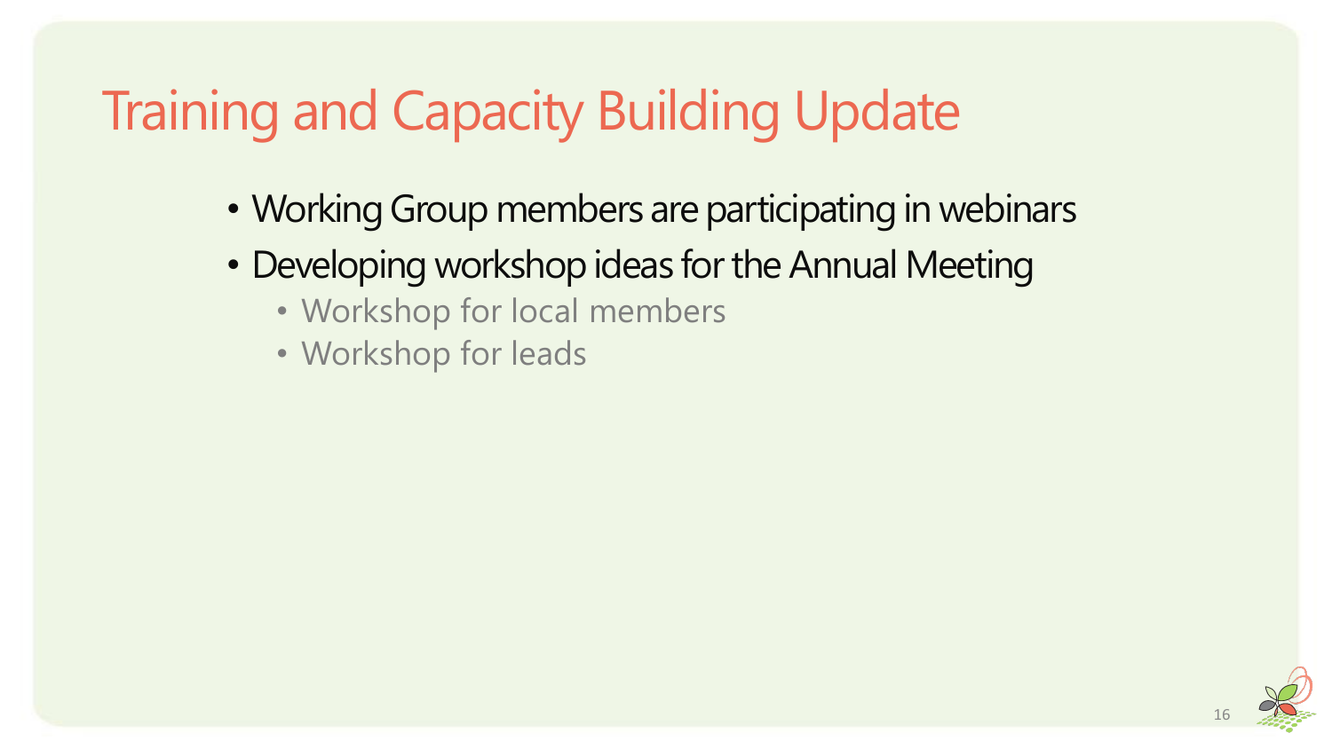# Training and Capacity Building Update

- Working Group members are participating in webinars
- Developing workshop ideas for the Annual Meeting
  - Workshop for local members
  - Workshop for leads